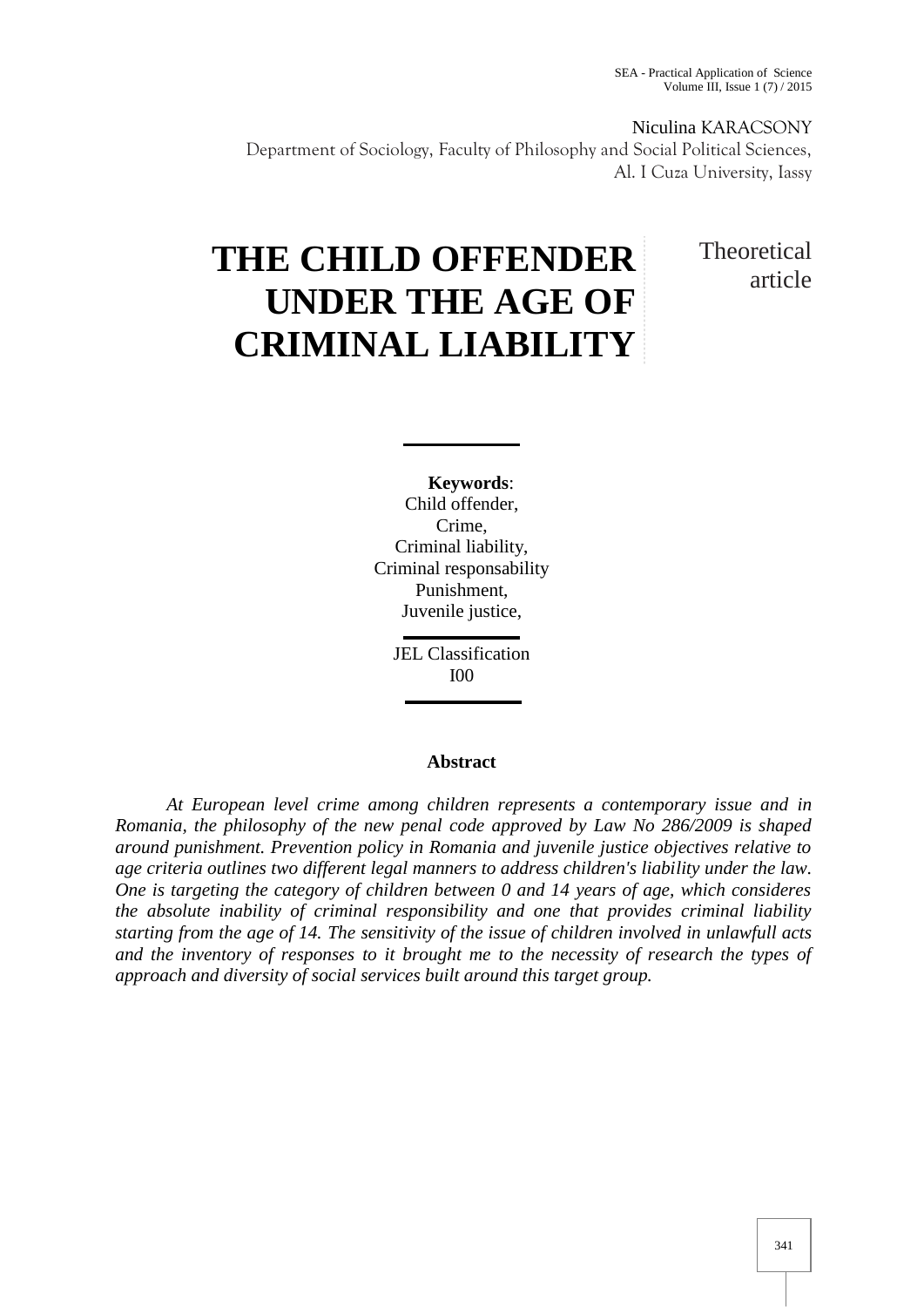Niculina KARACSONY
Department of Sociology, Faculty of Philosophy and Social Political Sciences,
Al. I Cuza University, Iassy

# THE CHILD OFFENDER UNDER THE AGE OF CRIMINAL LIABILITY

Theoretical article

**Keywords**:
Child offender,
Crime,
Criminal liability,
Criminal responsability
Punishment,
Juvenile justice,

JEL Classification
I00

**Abstract**

*At European level crime among children represents a contemporary issue and in Romania, the philosophy of the new penal code approved by Law No 286/2009 is shaped around punishment. Prevention policy in Romania and juvenile justice objectives relative to age criteria outlines two different legal manners to address children's liability under the law. One is targeting the category of children between 0 and 14 years of age, which consideres the absolute inability of criminal responsibility and one that provides criminal liability starting from the age of 14. The sensitivity of the issue of children involved in unlawfull acts and the inventory of responses to it brought me to the necessity of research the types of approach and diversity of social services built around this target group.*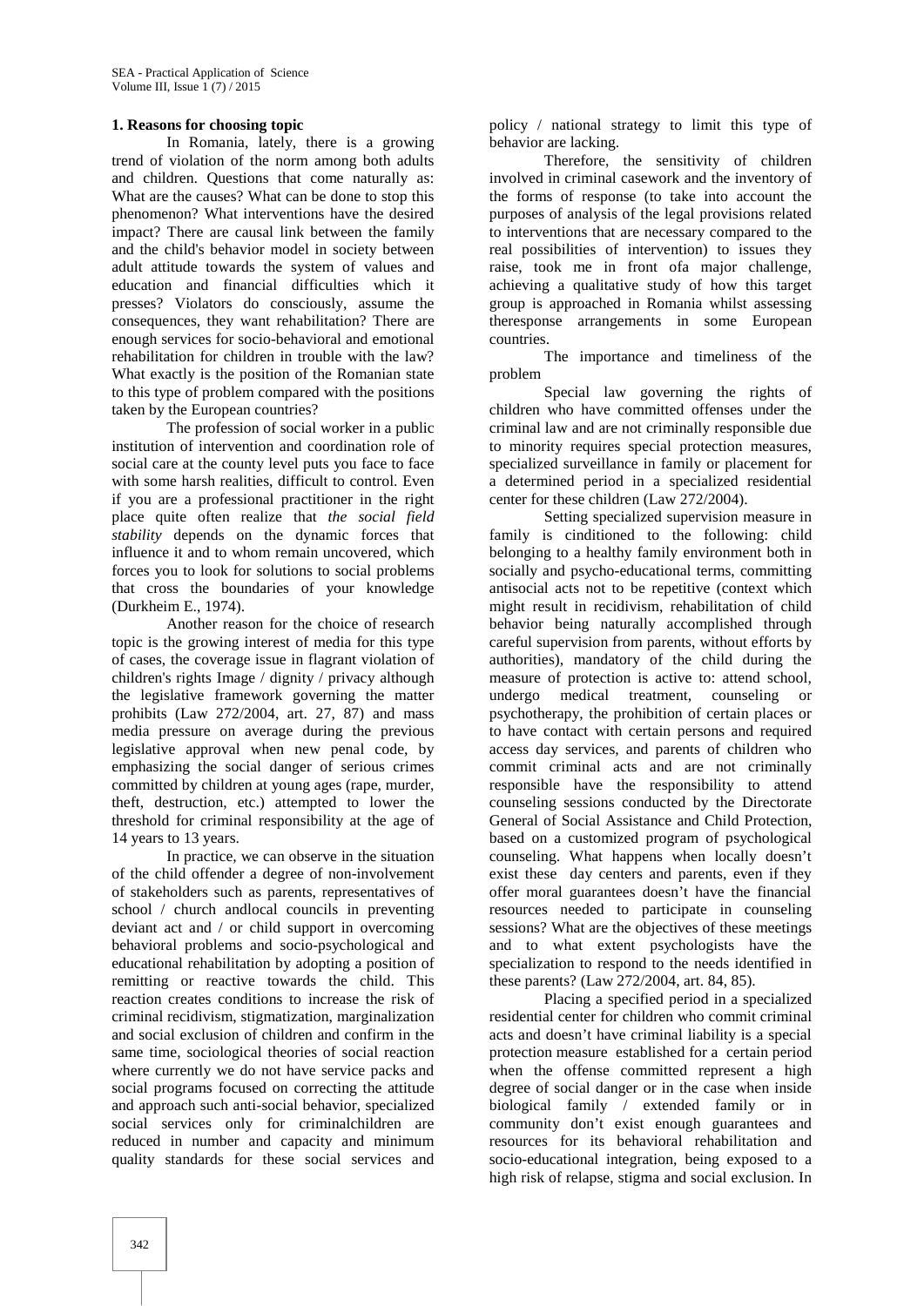## 1. Reasons for choosing topic

In Romania, lately, there is a growing trend of violation of the norm among both adults and children. Questions that come naturally as: What are the causes? What can be done to stop this phenomenon? What interventions have the desired impact? There are causal link between the family and the child's behavior model in society between adult attitude towards the system of values and education and financial difficulties which it presses? Violators do consciously, assume the consequences, they want rehabilitation? There are enough services for socio-behavioral and emotional rehabilitation for children in trouble with the law? What exactly is the position of the Romanian state to this type of problem compared with the positions taken by the European countries?

The profession of social worker in a public institution of intervention and coordination role of social care at the county level puts you face to face with some harsh realities, difficult to control. Even if you are a professional practitioner in the right place quite often realize that *the social field stability* depends on the dynamic forces that influence it and to whom remain uncovered, which forces you to look for solutions to social problems that cross the boundaries of your knowledge (Durkheim E., 1974).

Another reason for the choice of research topic is the growing interest of media for this type of cases, the coverage issue in flagrant violation of children's rights Image / dignity / privacy although the legislative framework governing the matter prohibits (Law 272/2004, art. 27, 87) and mass media pressure on average during the previous legislative approval when new penal code, by emphasizing the social danger of serious crimes committed by children at young ages (rape, murder, theft, destruction, etc.) attempted to lower the threshold for criminal responsibility at the age of 14 years to 13 years.

In practice, we can observe in the situation of the child offender a degree of non-involvement of stakeholders such as parents, representatives of school / church andlocal councils in preventing deviant act and / or child support in overcoming behavioral problems and socio-psychological and educational rehabilitation by adopting a position of remitting or reactive towards the child. This reaction creates conditions to increase the risk of criminal recidivism, stigmatization, marginalization and social exclusion of children and confirm in the same time, sociological theories of social reaction where currently we do not have service packs and social programs focused on correcting the attitude and approach such anti-social behavior, specialized social services only for criminalchildren are reduced in number and capacity and minimum quality standards for these social services and policy / national strategy to limit this type of behavior are lacking.

Therefore, the sensitivity of children involved in criminal casework and the inventory of the forms of response (to take into account the purposes of analysis of the legal provisions related to interventions that are necessary compared to the real possibilities of intervention) to issues they raise, took me in front ofa major challenge, achieving a qualitative study of how this target group is approached in Romania whilst assessing theresponse arrangements in some European countries.

The importance and timeliness of the problem

Special law governing the rights of children who have committed offenses under the criminal law and are not criminally responsible due to minority requires special protection measures, specialized surveillance in family or placement for a determined period in a specialized residential center for these children (Law 272/2004).

Setting specialized supervision measure in family is cinditioned to the following: child belonging to a healthy family environment both in socially and psycho-educational terms, committing antisocial acts not to be repetitive (context which might result in recidivism, rehabilitation of child behavior being naturally accomplished through careful supervision from parents, without efforts by authorities), mandatory of the child during the measure of protection is active to: attend school, undergo medical treatment, counseling or psychotherapy, the prohibition of certain places or to have contact with certain persons and required access day services, and parents of children who commit criminal acts and are not criminally responsible have the responsibility to attend counseling sessions conducted by the Directorate General of Social Assistance and Child Protection, based on a customized program of psychological counseling. What happens when locally doesn't exist these day centers and parents, even if they offer moral guarantees doesn't have the financial resources needed to participate in counseling sessions? What are the objectives of these meetings and to what extent psychologists have the specialization to respond to the needs identified in these parents? (Law 272/2004, art. 84, 85).

Placing a specified period in a specialized residential center for children who commit criminal acts and doesn't have criminal liability is a special protection measure established for a certain period when the offense committed represent a high degree of social danger or in the case when inside biological family / extended family or in community don't exist enough guarantees and resources for its behavioral rehabilitation and socio-educational integration, being exposed to a high risk of relapse, stigma and social exclusion. In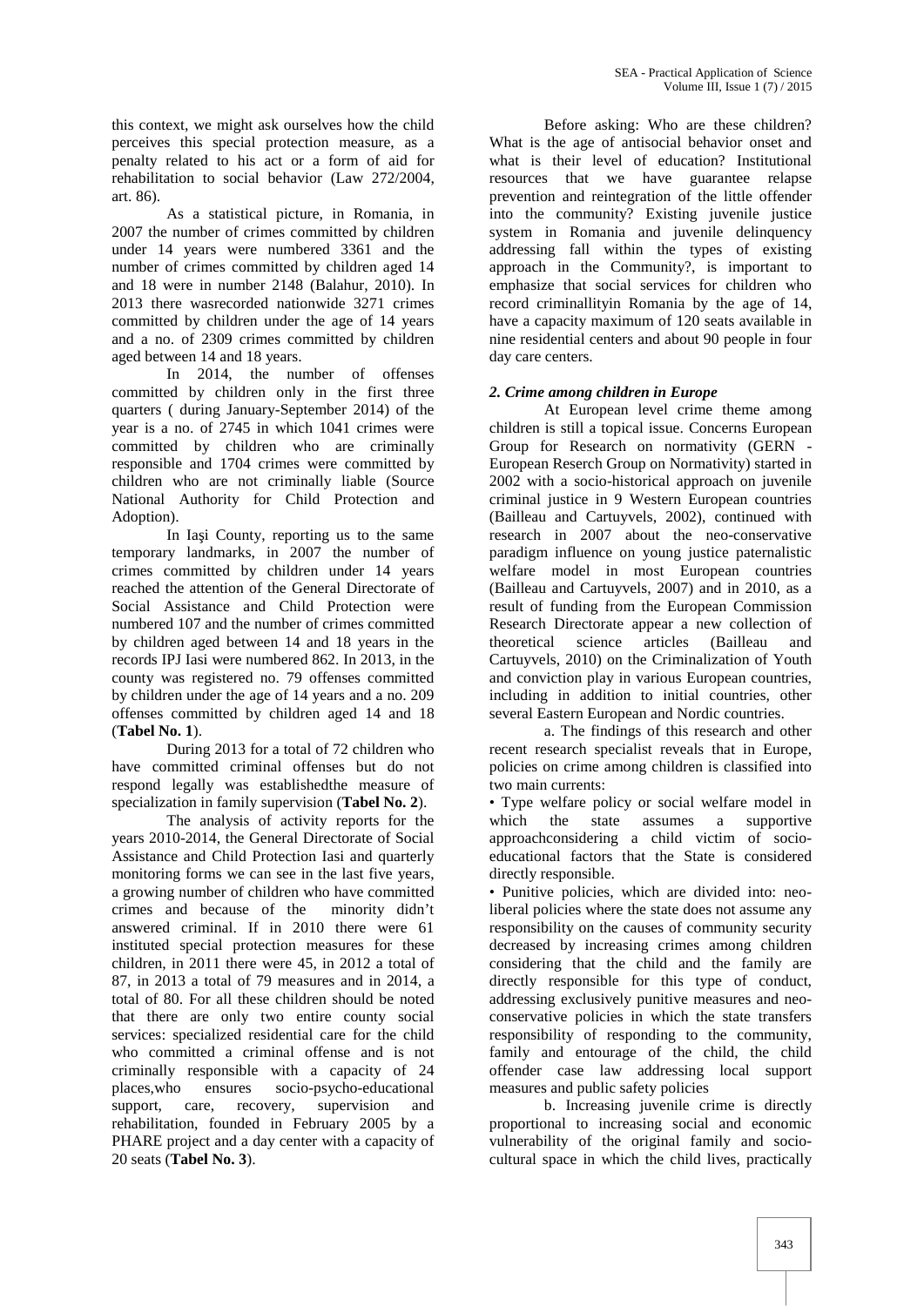this context, we might ask ourselves how the child perceives this special protection measure, as a penalty related to his act or a form of aid for rehabilitation to social behavior (Law 272/2004, art. 86).

As a statistical picture, in Romania, in 2007 the number of crimes committed by children under 14 years were numbered 3361 and the number of crimes committed by children aged 14 and 18 were in number 2148 (Balahur, 2010). In 2013 there wasrecorded nationwide 3271 crimes committed by children under the age of 14 years and a no. of 2309 crimes committed by children aged between 14 and 18 years.

In 2014, the number of offenses committed by children only in the first three quarters ( during January-September 2014) of the year is a no. of 2745 in which 1041 crimes were committed by children who are criminally responsible and 1704 crimes were committed by children who are not criminally liable (Source National Authority for Child Protection and Adoption).

In Iaşi County, reporting us to the same temporary landmarks, in 2007 the number of crimes committed by children under 14 years reached the attention of the General Directorate of Social Assistance and Child Protection were numbered 107 and the number of crimes committed by children aged between 14 and 18 years in the records IPJ Iasi were numbered 862. In 2013, in the county was registered no. 79 offenses committed by children under the age of 14 years and a no. 209 offenses committed by children aged 14 and 18 (**Tabel No. 1**).

During 2013 for a total of 72 children who have committed criminal offenses but do not respond legally was establishedthe measure of specialization in family supervision (**Tabel No. 2**).

The analysis of activity reports for the years 2010-2014, the General Directorate of Social Assistance and Child Protection Iasi and quarterly monitoring forms we can see in the last five years, a growing number of children who have committed crimes and because of the minority didn't answered criminal. If in 2010 there were 61 instituted special protection measures for these children, in 2011 there were 45, in 2012 a total of 87, in 2013 a total of 79 measures and in 2014, a total of 80. For all these children should be noted that there are only two entire county social services: specialized residential care for the child who committed a criminal offense and is not criminally responsible with a capacity of 24 places,who ensures socio-psycho-educational support, care, recovery, supervision and rehabilitation, founded in February 2005 by a PHARE project and a day center with a capacity of 20 seats (**Tabel No. 3**).

Before asking: Who are these children? What is the age of antisocial behavior onset and what is their level of education? Institutional resources that we have guarantee relapse prevention and reintegration of the little offender into the community? Existing juvenile justice system in Romania and juvenile delinquency addressing fall within the types of existing approach in the Community?, is important to emphasize that social services for children who record criminallityin Romania by the age of 14, have a capacity maximum of 120 seats available in nine residential centers and about 90 people in four day care centers.

### *2. Crime among children in Europe*

At European level crime theme among children is still a topical issue. Concerns European Group for Research on normativity (GERN - European Reserch Group on Normativity) started in 2002 with a socio-historical approach on juvenile criminal justice in 9 Western European countries (Bailleau and Cartuyvels, 2002), continued with research in 2007 about the neo-conservative paradigm influence on young justice paternalistic welfare model in most European countries (Bailleau and Cartuyvels, 2007) and in 2010, as a result of funding from the European Commission Research Directorate appear a new collection of theoretical science articles (Bailleau and Cartuyvels, 2010) on the Criminalization of Youth and conviction play in various European countries, including in addition to initial countries, other several Eastern European and Nordic countries.

a. The findings of this research and other recent research specialist reveals that in Europe, policies on crime among children is classified into two main currents:

- Type welfare policy or social welfare model in which the state assumes a supportive approachconsidering a child victim of socio-educational factors that the State is considered directly responsible.
- Punitive policies, which are divided into: neo-liberal policies where the state does not assume any responsibility on the causes of community security decreased by increasing crimes among children considering that the child and the family are directly responsible for this type of conduct, addressing exclusively punitive measures and neo-conservative policies in which the state transfers responsibility of responding to the community, family and entourage of the child, the child offender case law addressing local support measures and public safety policies

b. Increasing juvenile crime is directly proportional to increasing social and economic vulnerability of the original family and socio-cultural space in which the child lives, practically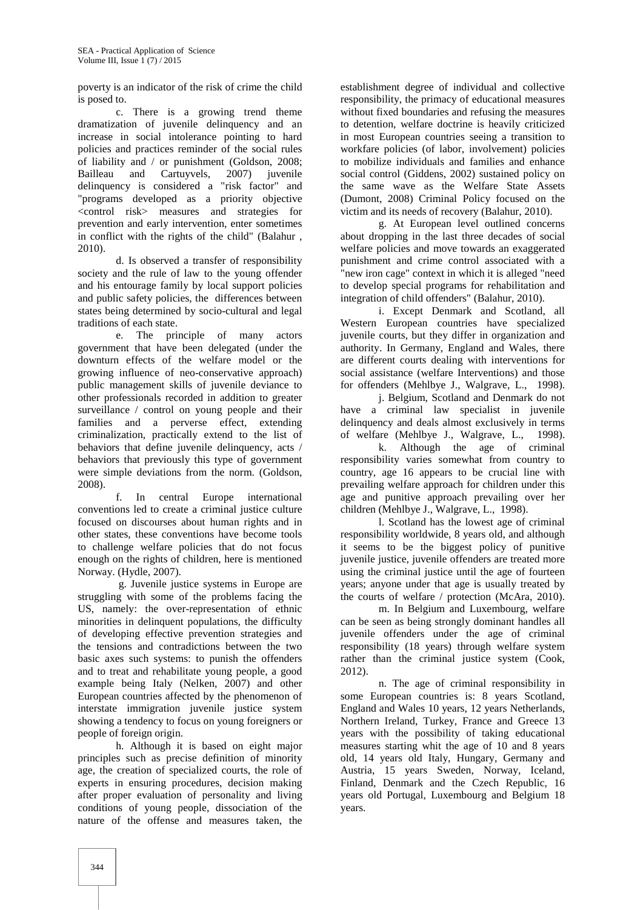poverty is an indicator of the risk of crime the child is posed to.

c. There is a growing trend theme dramatization of juvenile delinquency and an increase in social intolerance pointing to hard policies and practices reminder of the social rules of liability and / or punishment (Goldson, 2008; Bailleau and Cartuyvels, 2007) juvenile delinquency is considered a "risk factor" and "programs developed as a priority objective <control risk> measures and strategies for prevention and early intervention, enter sometimes in conflict with the rights of the child" (Balahur , 2010).

d. Is observed a transfer of responsibility society and the rule of law to the young offender and his entourage family by local support policies and public safety policies, the differences between states being determined by socio-cultural and legal traditions of each state.

e. The principle of many actors government that have been delegated (under the downturn effects of the welfare model or the growing influence of neo-conservative approach) public management skills of juvenile deviance to other professionals recorded in addition to greater surveillance / control on young people and their families and a perverse effect, extending criminalization, practically extend to the list of behaviors that define juvenile delinquency, acts / behaviors that previously this type of government were simple deviations from the norm. (Goldson, 2008).

f. In central Europe international conventions led to create a criminal justice culture focused on discourses about human rights and in other states, these conventions have become tools to challenge welfare policies that do not focus enough on the rights of children, here is mentioned Norway. (Hydle, 2007).

g. Juvenile justice systems in Europe are struggling with some of the problems facing the US, namely: the over-representation of ethnic minorities in delinquent populations, the difficulty of developing effective prevention strategies and the tensions and contradictions between the two basic axes such systems: to punish the offenders and to treat and rehabilitate young people, a good example being Italy (Nelken, 2007) and other European countries affected by the phenomenon of interstate immigration juvenile justice system showing a tendency to focus on young foreigners or people of foreign origin.

h. Although it is based on eight major principles such as precise definition of minority age, the creation of specialized courts, the role of experts in ensuring procedures, decision making after proper evaluation of personality and living conditions of young people, dissociation of the nature of the offense and measures taken, the establishment degree of individual and collective responsibility, the primacy of educational measures without fixed boundaries and refusing the measures to detention, welfare doctrine is heavily criticized in most European countries seeing a transition to workfare policies (of labor, involvement) policies to mobilize individuals and families and enhance social control (Giddens, 2002) sustained policy on the same wave as the Welfare State Assets (Dumont, 2008) Criminal Policy focused on the victim and its needs of recovery (Balahur, 2010).

g. At European level outlined concerns about dropping in the last three decades of social welfare policies and move towards an exaggerated punishment and crime control associated with a "new iron cage" context in which it is alleged "need to develop special programs for rehabilitation and integration of child offenders" (Balahur, 2010).

i. Except Denmark and Scotland, all Western European countries have specialized juvenile courts, but they differ in organization and authority. In Germany, England and Wales, there are different courts dealing with interventions for social assistance (welfare Interventions) and those for offenders (Mehlbye J., Walgrave, L., 1998).

j. Belgium, Scotland and Denmark do not have a criminal law specialist in juvenile delinquency and deals almost exclusively in terms of welfare (Mehlbye J., Walgrave, L., 1998).

k. Although the age of criminal responsibility varies somewhat from country to country, age 16 appears to be crucial line with prevailing welfare approach for children under this age and punitive approach prevailing over her children (Mehlbye J., Walgrave, L., 1998).

l. Scotland has the lowest age of criminal responsibility worldwide, 8 years old, and although it seems to be the biggest policy of punitive juvenile justice, juvenile offenders are treated more using the criminal justice until the age of fourteen years; anyone under that age is usually treated by the courts of welfare / protection (McAra, 2010).

m. In Belgium and Luxembourg, welfare can be seen as being strongly dominant handles all juvenile offenders under the age of criminal responsibility (18 years) through welfare system rather than the criminal justice system (Cook, 2012).

n. The age of criminal responsibility in some European countries is: 8 years Scotland, England and Wales 10 years, 12 years Netherlands, Northern Ireland, Turkey, France and Greece 13 years with the possibility of taking educational measures starting whit the age of 10 and 8 years old, 14 years old Italy, Hungary, Germany and Austria, 15 years Sweden, Norway, Iceland, Finland, Denmark and the Czech Republic, 16 years old Portugal, Luxembourg and Belgium 18 years.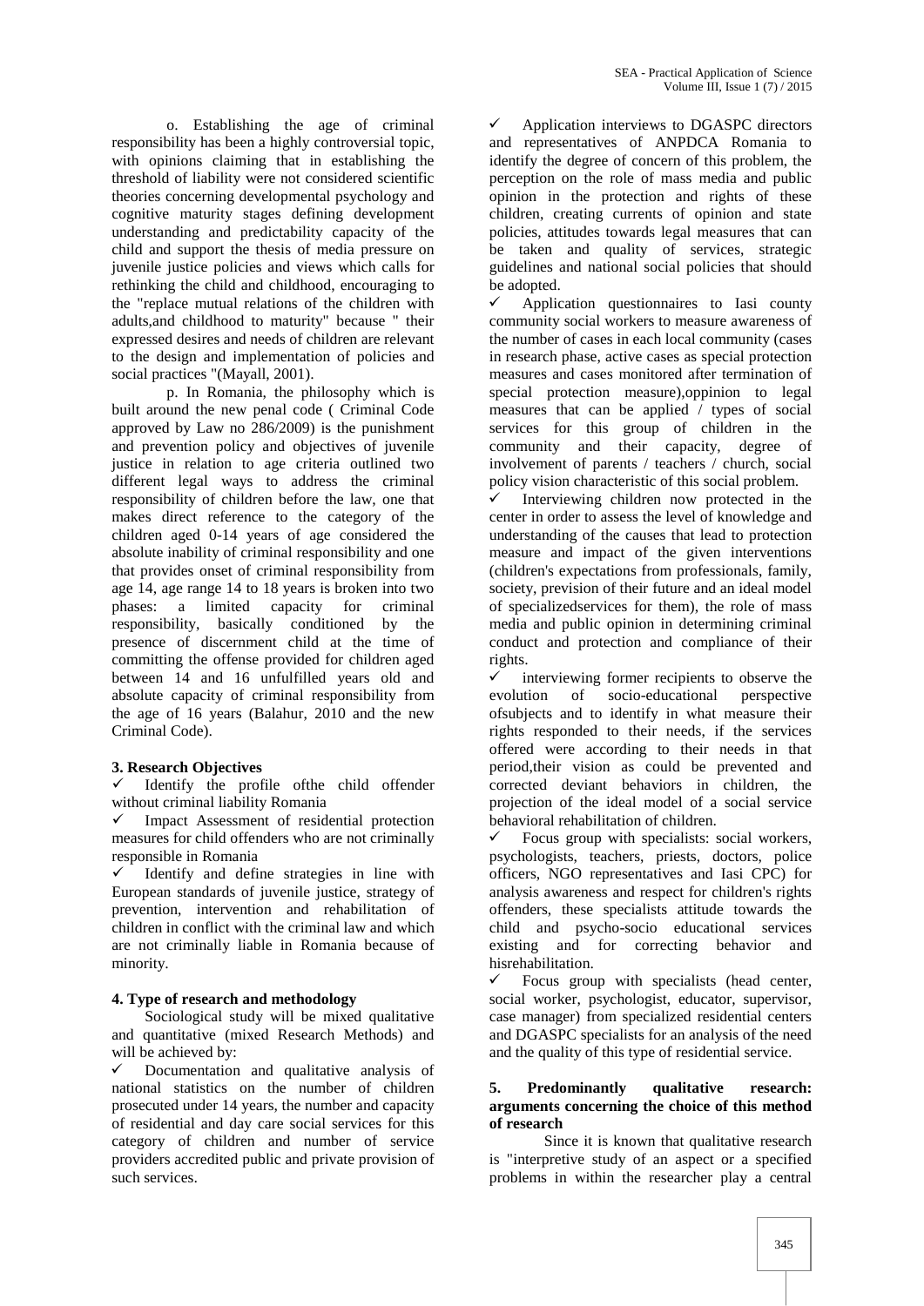o. Establishing the age of criminal responsibility has been a highly controversial topic, with opinions claiming that in establishing the threshold of liability were not considered scientific theories concerning developmental psychology and cognitive maturity stages defining development understanding and predictability capacity of the child and support the thesis of media pressure on juvenile justice policies and views which calls for rethinking the child and childhood, encouraging to the "replace mutual relations of the children with adults,and childhood to maturity" because " their expressed desires and needs of children are relevant to the design and implementation of policies and social practices "(Mayall, 2001).

p. In Romania, the philosophy which is built around the new penal code ( Criminal Code approved by Law no 286/2009) is the punishment and prevention policy and objectives of juvenile justice in relation to age criteria outlined two different legal ways to address the criminal responsibility of children before the law, one that makes direct reference to the category of the children aged 0-14 years of age considered the absolute inability of criminal responsibility and one that provides onset of criminal responsibility from age 14, age range 14 to 18 years is broken into two phases: a limited capacity for criminal responsibility, basically conditioned by the presence of discernment child at the time of committing the offense provided for children aged between 14 and 16 unfulfilled years old and absolute capacity of criminal responsibility from the age of 16 years (Balahur, 2010 and the new Criminal Code).

## 3. Research Objectives

- ✓ Identify the profile ofthe child offender without criminal liability Romania
- ✓ Impact Assessment of residential protection measures for child offenders who are not criminally responsible in Romania
- ✓ Identify and define strategies in line with European standards of juvenile justice, strategy of prevention, intervention and rehabilitation of children in conflict with the criminal law and which are not criminally liable in Romania because of minority.

## 4. Type of research and methodology

Sociological study will be mixed qualitative and quantitative (mixed Research Methods) and will be achieved by:

- ✓ Documentation and qualitative analysis of national statistics on the number of children prosecuted under 14 years, the number and capacity of residential and day care social services for this category of children and number of service providers accredited public and private provision of such services.
- ✓ Application interviews to DGASPC directors and representatives of ANPDCA Romania to identify the degree of concern of this problem, the perception on the role of mass media and public opinion in the protection and rights of these children, creating currents of opinion and state policies, attitudes towards legal measures that can be taken and quality of services, strategic guidelines and national social policies that should be adopted.
- ✓ Application questionnaires to Iasi county community social workers to measure awareness of the number of cases in each local community (cases in research phase, active cases as special protection measures and cases monitored after termination of special protection measure),oppinion to legal measures that can be applied / types of social services for this group of children in the community and their capacity, degree of involvement of parents / teachers / church, social policy vision characteristic of this social problem.
- ✓ Interviewing children now protected in the center in order to assess the level of knowledge and understanding of the causes that lead to protection measure and impact of the given interventions (children's expectations from professionals, family, society, prevision of their future and an ideal model of specializedservices for them), the role of mass media and public opinion in determining criminal conduct and protection and compliance of their rights.
- ✓ interviewing former recipients to observe the evolution of socio-educational perspective ofsubjects and to identify in what measure their rights responded to their needs, if the services offered were according to their needs in that period,their vision as could be prevented and corrected deviant behaviors in children, the projection of the ideal model of a social service behavioral rehabilitation of children.
- ✓ Focus group with specialists: social workers, psychologists, teachers, priests, doctors, police officers, NGO representatives and Iasi CPC) for analysis awareness and respect for children's rights offenders, these specialists attitude towards the child and psycho-socio educational services existing and for correcting behavior and hisrehabilitation.
- ✓ Focus group with specialists (head center, social worker, psychologist, educator, supervisor, case manager) from specialized residential centers and DGASPC specialists for an analysis of the need and the quality of this type of residential service.

## 5. Predominantly qualitative research: arguments concerning the choice of this method of research

Since it is known that qualitative research is "interpretive study of an aspect or a specified problems in within the researcher play a central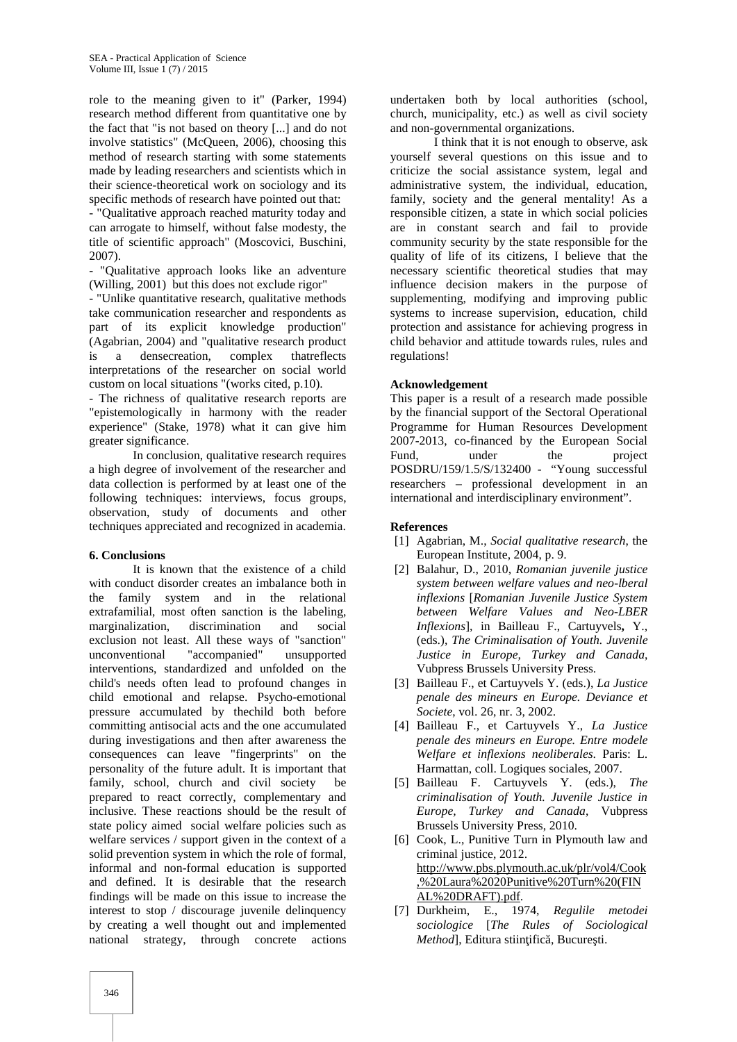role to the meaning given to it" (Parker, 1994) research method different from quantitative one by the fact that "is not based on theory [...] and do not involve statistics" (McQueen, 2006), choosing this method of research starting with some statements made by leading researchers and scientists which in their science-theoretical work on sociology and its specific methods of research have pointed out that:

- "Qualitative approach reached maturity today and can arrogate to himself, without false modesty, the title of scientific approach" (Moscovici, Buschini, 2007).
- "Qualitative approach looks like an adventure (Willing, 2001) but this does not exclude rigor"
- "Unlike quantitative research, qualitative methods take communication researcher and respondents as part of its explicit knowledge production" (Agabrian, 2004) and "qualitative research product is a densecreation, complex thatreflects interpretations of the researcher on social world custom on local situations "(works cited, p.10).
- The richness of qualitative research reports are "epistemologically in harmony with the reader experience" (Stake, 1978) what it can give him greater significance.

In conclusion, qualitative research requires a high degree of involvement of the researcher and data collection is performed by at least one of the following techniques: interviews, focus groups, observation, study of documents and other techniques appreciated and recognized in academia.

## 6. Conclusions

It is known that the existence of a child with conduct disorder creates an imbalance both in the family system and in the relational extrafamilial, most often sanction is the labeling, marginalization, discrimination and social exclusion not least. All these ways of "sanction" unconventional "accompanied" unsupported interventions, standardized and unfolded on the child's needs often lead to profound changes in child emotional and relapse. Psycho-emotional pressure accumulated by thechild both before committing antisocial acts and the one accumulated during investigations and then after awareness the consequences can leave "fingerprints" on the personality of the future adult. It is important that family, school, church and civil society be prepared to react correctly, complementary and inclusive. These reactions should be the result of state policy aimed social welfare policies such as welfare services / support given in the context of a solid prevention system in which the role of formal, informal and non-formal education is supported and defined. It is desirable that the research findings will be made on this issue to increase the interest to stop / discourage juvenile delinquency by creating a well thought out and implemented national strategy, through concrete actions undertaken both by local authorities (school, church, municipality, etc.) as well as civil society and non-governmental organizations.

I think that it is not enough to observe, ask yourself several questions on this issue and to criticize the social assistance system, legal and administrative system, the individual, education, family, society and the general mentality! As a responsible citizen, a state in which social policies are in constant search and fail to provide community security by the state responsible for the quality of life of its citizens, I believe that the necessary scientific theoretical studies that may influence decision makers in the purpose of supplementing, modifying and improving public systems to increase supervision, education, child protection and assistance for achieving progress in child behavior and attitude towards rules, rules and regulations!

## Acknowledgement

This paper is a result of a research made possible by the financial support of the Sectoral Operational Programme for Human Resources Development 2007-2013, co-financed by the European Social Fund, under the project POSDRU/159/1.5/S/132400 - "Young successful researchers – professional development in an international and interdisciplinary environment".

## References

[1] Agabrian, M., *Social qualitative research*, the European Institute, 2004, p. 9.

[2] Balahur, D., 2010, *Romanian juvenile justice system between welfare values and neo-lberal inflexions* [*Romanian Juvenile Justice System between Welfare Values and Neo-LBER Inflexions*], in Bailleau F., Cartuyvels**,** Y., (eds.), *The Criminalisation of Youth. Juvenile Justice in Europe, Turkey and Canada*, Vubpress Brussels University Press.

[3] Bailleau F., et Cartuyvels Y. (eds.), *La Justice penale des mineurs en Europe. Deviance et Societe*, vol. 26, nr. 3, 2002.

[4] Bailleau F., et Cartuyvels Y., *La Justice penale des mineurs en Europe. Entre modele Welfare et inflexions neoliberales*. Paris: L. Harmattan, coll. Logiques sociales, 2007.

[5] Bailleau F. Cartuyvels Y. (eds.), *The criminalisation of Youth. Juvenile Justice in Europe, Turkey and Canada*, Vubpress Brussels University Press, 2010.

[6] Cook, L., Punitive Turn in Plymouth law and criminal justice, 2012. http://www.pbs.plymouth.ac.uk/plr/vol4/Cook,%20Laura%2020Punitive%20Turn%20(FINAL%20DRAFT).pdf.

[7] Durkheim, E., 1974, *Regulile metodei sociologice* [*The Rules of Sociological Method*], Editura stiinţifică, Bucureşti.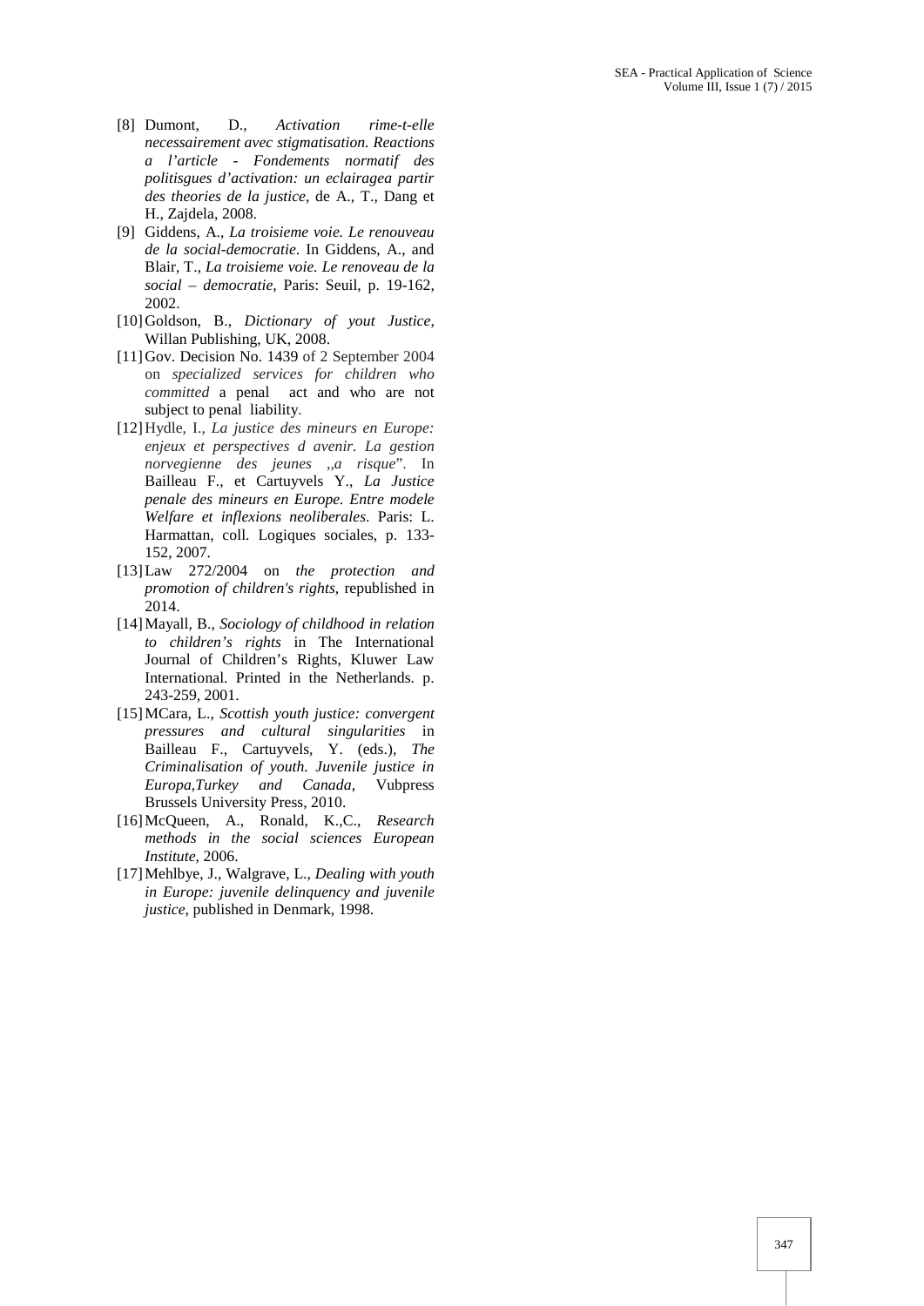[8] Dumont, D., *Activation rime-t-elle necessairement avec stigmatisation. Reactions a l'article - Fondements normatif des politisgues d'activation: un eclairagea partir des theories de la justice*, de A., T., Dang et H., Zajdela, 2008.

[9] Giddens, A., *La troisieme voie. Le renouveau de la social-democratie*. In Giddens, A., and Blair, T., *La troisieme voie. Le renoveau de la social – democratie*, Paris: Seuil, p. 19-162, 2002.

[10] Goldson, B., *Dictionary of yout Justice*, Willan Publishing, UK, 2008.

[11] Gov. Decision No. 1439 of 2 September 2004 on *specialized services for children who committed* a penal act and who are not subject to penal liability.

[12] Hydle, I., *La justice des mineurs en Europe: enjeux et perspectives d avenir. La gestion norvegienne des jeunes ,,a risque*". In Bailleau F., et Cartuyvels Y., *La Justice penale des mineurs en Europe. Entre modele Welfare et inflexions neoliberales*. Paris: L. Harmattan, coll. Logiques sociales, p. 133-152, 2007.

[13] Law 272/2004 on *the protection and promotion of children's rights*, republished in 2014.

[14] Mayall, B., *Sociology of childhood in relation to children's rights* in The International Journal of Children's Rights, Kluwer Law International. Printed in the Netherlands. p. 243-259, 2001.

[15] MCara, L., *Scottish youth justice: convergent pressures and cultural singularities* in Bailleau F., Cartuyvels, Y. (eds.), *The Criminalisation of youth. Juvenile justice in Europa,Turkey and Canada*, Vubpress Brussels University Press, 2010.

[16] McQueen, A., Ronald, K.,C., *Research methods in the social sciences European Institute*, 2006.

[17] Mehlbye, J., Walgrave, L., *Dealing with youth in Europe: juvenile delinquency and juvenile justice*, published in Denmark, 1998.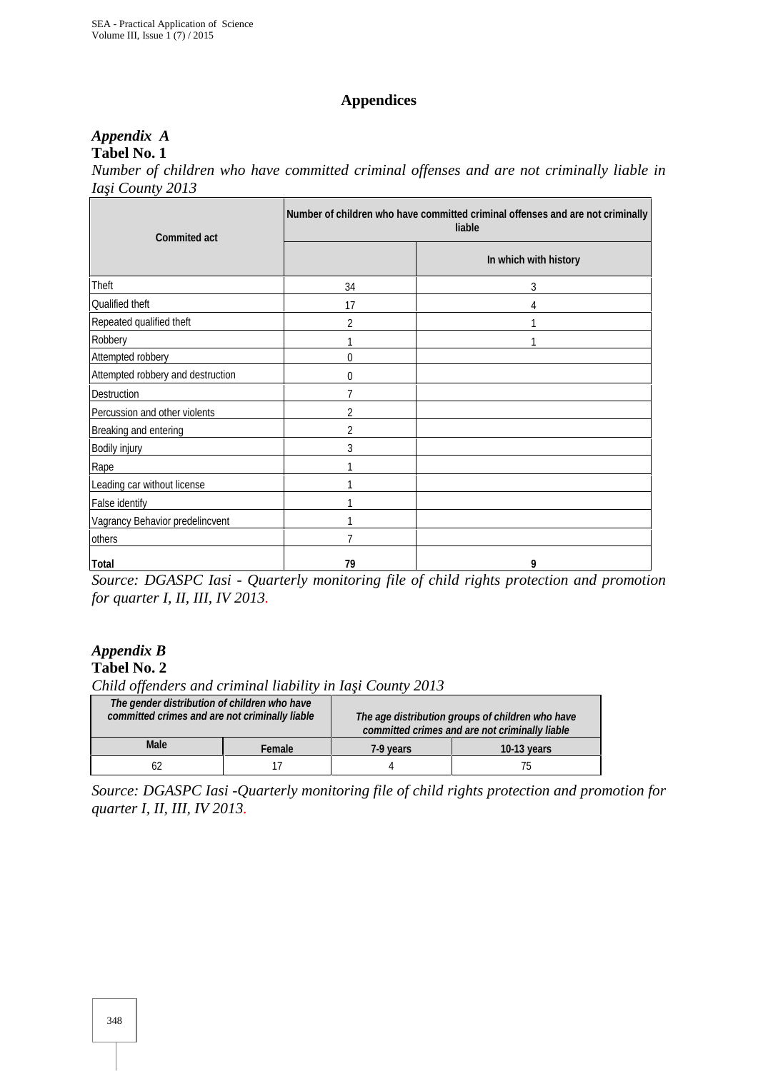# Appendices

## *Appendix A*

**Tabel No. 1**

*Number of children who have committed criminal offenses and are not criminally liable in Iaşi County 2013*

| Commited act | Number of children who have committed criminal offenses and are not criminally liable | |
|---|---|---|
| | | In which with history |
| Theft | 34 | 3 |
| Qualified theft | 17 | 4 |
| Repeated qualified theft | 2 | 1 |
| Robbery | 1 | 1 |
| Attempted robbery | 0 | |
| Attempted robbery and destruction | 0 | |
| Destruction | 7 | |
| Percussion and other violents | 2 | |
| Breaking and entering | 2 | |
| Bodily injury | 3 | |
| Rape | 1 | |
| Leading car without license | 1 | |
| False identify | 1 | |
| Vagrancy Behavior predelincvent | 1 | |
| others | 7 | |
| **Total** | **79** | **9** |

*Source: DGASPC Iasi - Quarterly monitoring file of child rights protection and promotion for quarter I, II, III, IV 2013.*

## *Appendix B*

**Tabel No. 2**

*Child offenders and criminal liability in Iaşi County 2013*

| The gender distribution of children who have committed crimes and are not criminally liable | | The age distribution groups of children who have committed crimes and are not criminally liable | |
|---|---|---|---|
| Male | Female | 7-9 years | 10-13 years |
| 62 | 17 | 4 | 75 |

*Source: DGASPC Iasi -Quarterly monitoring file of child rights protection and promotion for quarter I, II, III, IV 2013.*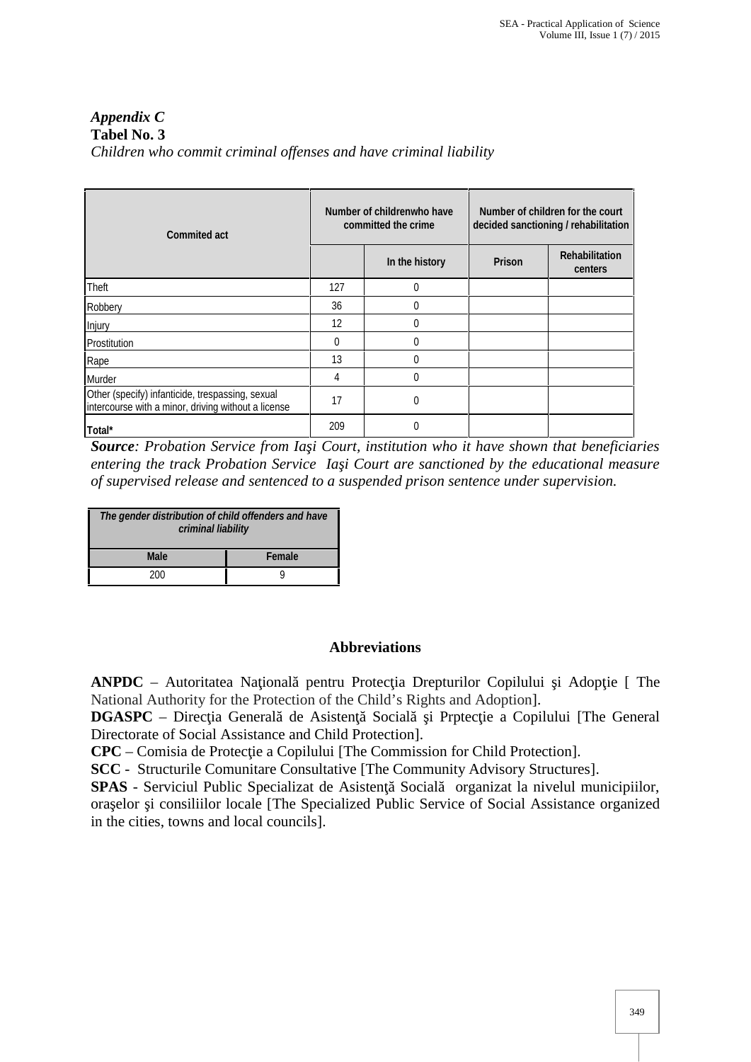*Appendix C*
**Tabel No. 3**
*Children who commit criminal offenses and have criminal liability*

| Commited act | Number of childrenwho have committed the crime | | Number of children for the court decided sanctioning / rehabilitation | |
|---|---|---|---|---|
| | | In the history | Prison | Rehabilitation centers |
| Theft | 127 | 0 | | |
| Robbery | 36 | 0 | | |
| Injury | 12 | 0 | | |
| Prostitution | 0 | 0 | | |
| Rape | 13 | 0 | | |
| Murder | 4 | 0 | | |
| Other (specify) infanticide, trespassing, sexual intercourse with a minor, driving without a license | 17 | 0 | | |
| **Total*** | 209 | 0 | | |

***Source**: Probation Service from Iaşi Court, institution who it have shown that beneficiaries entering the track Probation Service Iaşi Court are sanctioned by the educational measure of supervised release and sentenced to a suspended prison sentence under supervision.*

| *The gender distribution of child offenders and have criminal liability* | |
|---|---|
| **Male** | **Female** |
| 200 | 9 |

### Abbreviations

**ANPDC** – Autoritatea Naţională pentru Protecţia Drepturilor Copilului şi Adopţie [ The National Authority for the Protection of the Child's Rights and Adoption].
**DGASPC** – Direcţia Generală de Asistenţă Socială şi Prptecţie a Copilului [The General Directorate of Social Assistance and Child Protection].
**CPC** – Comisia de Protecţie a Copilului [The Commission for Child Protection].
**SCC** - Structurile Comunitare Consultative [The Community Advisory Structures].
**SPAS** - Serviciul Public Specializat de Asistenţă Socială organizat la nivelul municipiilor, oraşelor şi consiliilor locale [The Specialized Public Service of Social Assistance organized in the cities, towns and local councils].